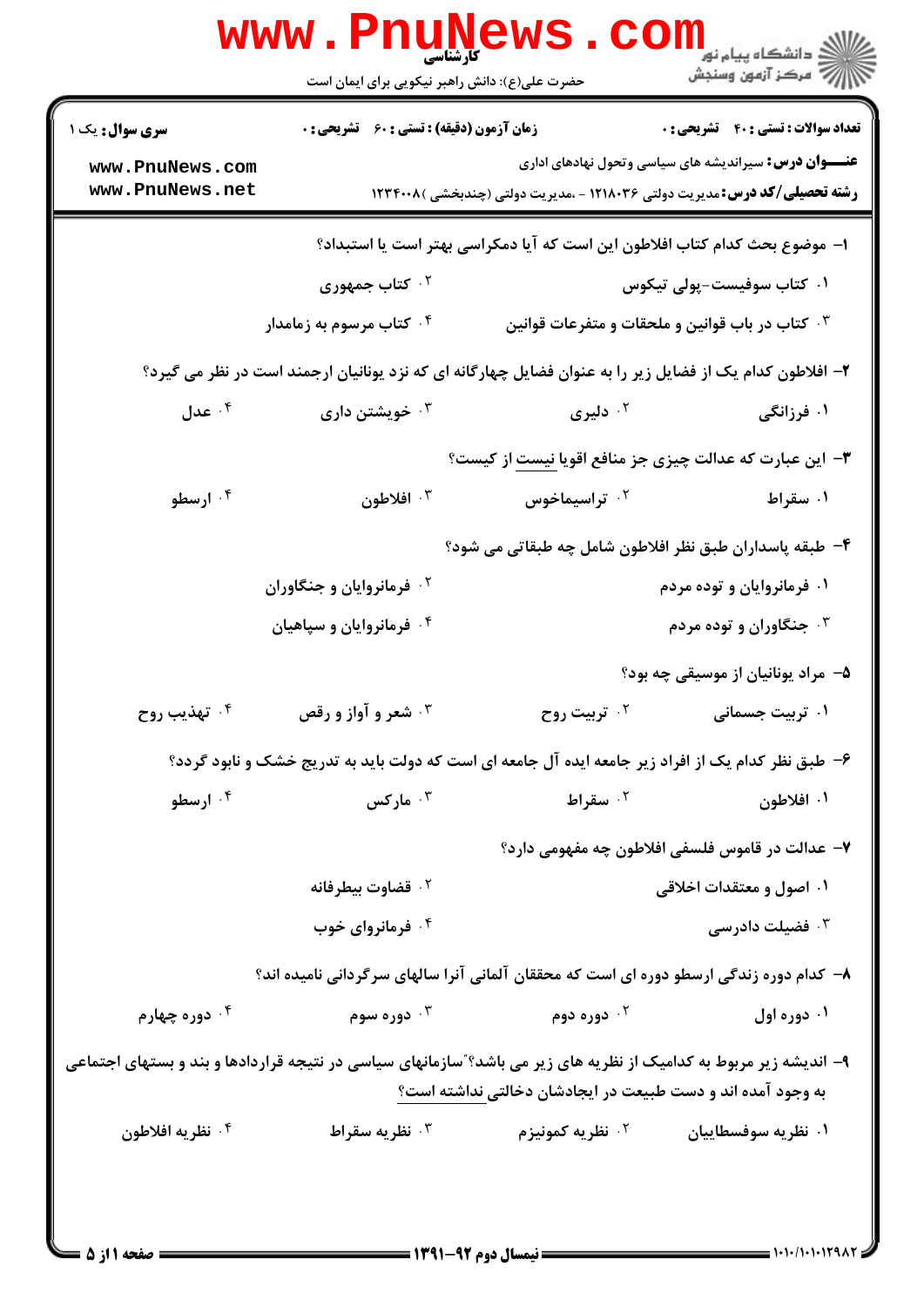کارشناسی

حضرت علی(ع): دانش راهبر نیکویی برای ایمان است

**سری سوال:** یک ۱

**زمان آزمون (دقیقه) : تستی : ۶۰ تشریحی : ۰**

**تعداد سوالات : تستی : ۴۰ تشریحی : ۰**

**عنـــوان درس:** سیراندیشه های سیاسی وتحول نهادهای اداری

**رشته تحصیلی/کد درس:** مدیریت دولتی ۱۲۱۸۰۳۶ - ،مدیریت دولتی (چندبخشی )۱۲۳۴۰۰۸

۱- موضوع بحث کدام کتاب افلاطون این است که آیا دمکراسی بهتر است یا استبداد؟

۱. کتاب سوفیست-پولی تیکوس
۲. کتاب جمهوری
۳. کتاب در باب قوانین و ملحقات و متفرعات قوانین
۴. کتاب مرسوم به زمامدار

۲- افلاطون کدام یک از فضایل زیر را به عنوان فضایل چهارگانه ای که نزد یونانیان ارجمند است در نظر می گیرد؟

۱. فرزانگی
۲. دلیری
۳. خویشتن داری
۴. عدل

۳- این عبارت که عدالت چیزی جز منافع اقویا نیست از کیست؟

۱. سقراط
۲. تراسیماخوس
۳. افلاطون
۴. ارسطو

۴- طبقه پاسداران طبق نظر افلاطون شامل چه طبقاتی می شود؟

۱. فرمانروایان و توده مردم
۲. فرمانروایان و جنگاوران
۳. جنگاوران و توده مردم
۴. فرمانروایان و سپاهیان

۵- مراد یونانیان از موسیقی چه بود؟

۱. تربیت جسمانی
۲. تربیت روح
۳. شعر و آواز و رقص
۴. تهذیب روح

۶- طبق نظر کدام یک از افراد زیر جامعه ایده آل جامعه ای است که دولت باید به تدریج خشک و نابود گردد؟

۱. افلاطون
۲. سقراط
۳. مارکس
۴. ارسطو

۷- عدالت در قاموس فلسفی افلاطون چه مفهومی دارد؟

۱. اصول و معتقدات اخلاقی
۲. قضاوت بیطرفانه
۳. فضیلت دادرسی
۴. فرمانروای خوب

۸- کدام دوره زندگی ارسطو دوره ای است که محققان آلمانی آنرا سالهای سرگردانی نامیده اند؟

۱. دوره اول
۲. دوره دوم
۳. دوره سوم
۴. دوره چهارم

۹- اندیشه زیر مربوط به کدامیک از نظریه های زیر می باشد؟"سازمانهای سیاسی در نتیجه قراردادها و بند و بستهای اجتماعی به وجود آمده اند و دست طبیعت در ایجادشان دخالتی نداشته است؟

۱. نظریه سوفسطاییان
۲. نظریه کمونیزم
۳. نظریه سقراط
۴. نظریه افلاطون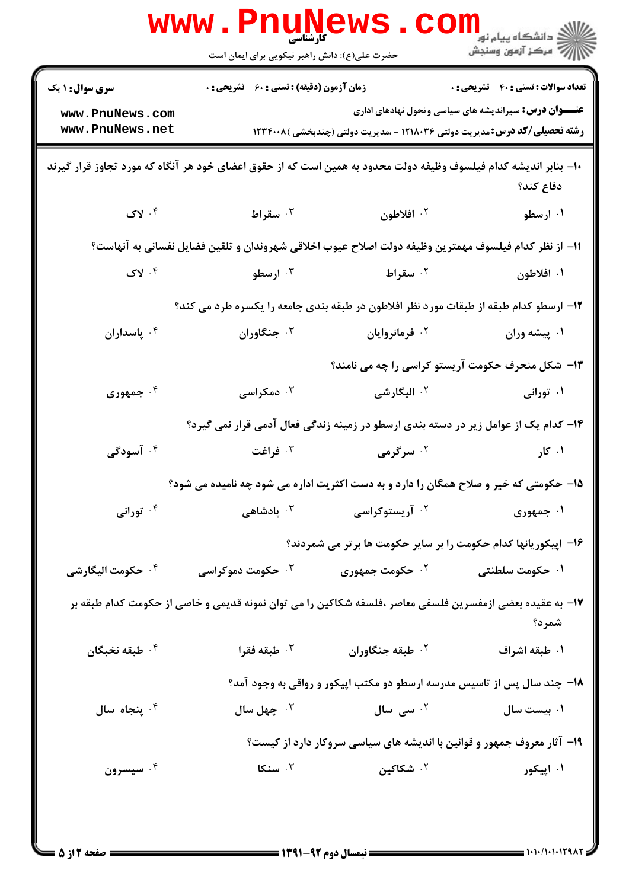۱۰- بنابر اندیشه کدام فیلسوف وظیفه دولت محدود به همین است که از حقوق اعضای خود هر آنگاه که مورد تجاوز قرار گیرند دفاع کند؟

۱. ارسطو
۲. افلاطون
۳. سقراط
۴. لاک

۱۱- از نظر کدام فیلسوف مهمترین وظیفه دولت اصلاح عیوب اخلاقی شهروندان و تلقین فضایل نفسانی به آنهاست؟

۱. افلاطون
۲. سقراط
۳. ارسطو
۴. لاک

۱۲- ارسطو کدام طبقه از طبقات مورد نظر افلاطون در طبقه بندی جامعه را یکسره طرد می کند؟

۱. پیشه وران
۲. فرمانروایان
۳. جنگاوران
۴. پاسداران

۱۳- شکل منحرف حکومت آریستو کراسی را چه می نامند؟

۱. تورانی
۲. الیگارشی
۳. دمکراسی
۴. جمهوری

۱۴- کدام یک از عوامل زیر در دسته بندی ارسطو در زمینه زندگی فعال آدمی قرار <u>نمی گیرد</u>؟

۱. کار
۲. سرگرمی
۳. فراغت
۴. آسودگی

۱۵- حکومتی که خیر و صلاح همگان را دارد و به دست اکثریت اداره می شود چه نامیده می شود؟

۱. جمهوری
۲. آریستوکراسی
۳. پادشاهی
۴. تورانی

۱۶- اپیکوریانها کدام حکومت را بر سایر حکومت ها برتر می شمردند؟

۱. حکومت سلطنتی
۲. حکومت جمهوری
۳. حکومت دموکراسی
۴. حکومت الیگارشی

۱۷- به عقیده بعضی ازمفسرین فلسفی معاصر ،فلسفه شکاکین را می توان نمونه قدیمی و خاصی از حکومت کدام طبقه بر شمرد؟

۱. طبقه اشراف
۲. طبقه جنگاوران
۳. طبقه فقرا
۴. طبقه نخبگان

۱۸- چند سال پس از تاسیس مدرسه ارسطو دو مکتب اپیکور و رواقی به وجود آمد؟

۱. بیست سال
۲. سی سال
۳. چهل سال
۴. پنجاه سال

۱۹- آثار معروف جمهور و قوانین با اندیشه های سیاسی سروکار دارد از کیست؟

۱. اپیکور
۲. شکاکین
۳. سنکا
۴. سیسرون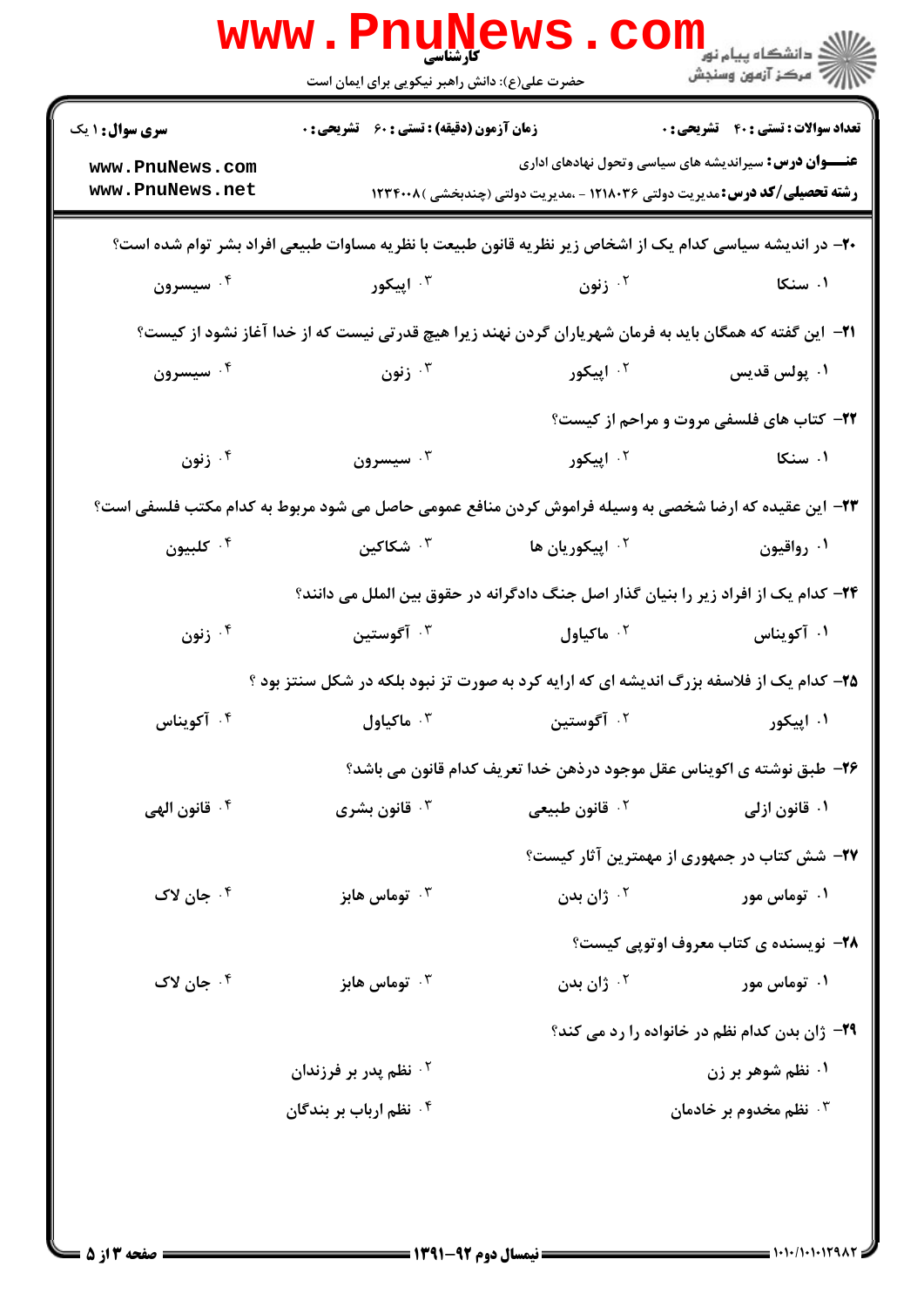**تعداد سوالات : تستی : ۴۰ تشریحی : ۰** | **زمان آزمون (دقیقه) : تستی : ۶۰ تشریحی : ۰** | **سری سوال : ۱ یک**

**عنـــوان درس:** سیراندیشه های سیاسی وتحول نهادهای اداری

**رشته تحصیلی/کد درس:** مدیریت دولتی ۱۲۱۸۰۳۶ - ،مدیریت دولتی (چندبخشی )۱۲۳۴۰۰۸

۲۰- در اندیشه سیاسی کدام یک از اشخاص زیر نظریه قانون طبیعت با نظریه مساوات طبیعی افراد بشر توام شده است؟

۱. سنکا
۲. زنون
۳. اپیکور
۴. سیسرون

۲۱- این گفته که همگان باید به فرمان شهریاران گردن نهند زیرا هیچ قدرتی نیست که از خدا آغاز نشود از کیست؟

۱. پولس قدیس
۲. اپیکور
۳. زنون
۴. سیسرون

۲۲- کتاب های فلسفی مروت و مراحم از کیست؟

۱. سنکا
۲. اپیکور
۳. سیسرون
۴. زنون

۲۳- این عقیده که ارضا شخصی به وسیله فراموش کردن منافع عمومی حاصل می شود مربوط به کدام مکتب فلسفی است؟

۱. رواقیون
۲. اپیکوریان ها
۳. شکاکین
۴. کلبیون

۲۴- کدام یک از افراد زیر را بنیان گذار اصل جنگ دادگرانه در حقوق بین الملل می دانند؟

۱. آکویناس
۲. ماکیاول
۳. آگوستین
۴. زنون

۲۵- کدام یک از فلاسفه بزرگ اندیشه ای که ارایه کرد به صورت تز نبود بلکه در شکل سنتز بود ؟

۱. اپیکور
۲. آگوستین
۳. ماکیاول
۴. آکویناس

۲۶- طبق نوشته ی اکویناس عقل موجود درذهن خدا تعریف کدام قانون می باشد؟

۱. قانون ازلی
۲. قانون طبیعی
۳. قانون بشری
۴. قانون الهی

۲۷- شش کتاب در جمهوری از مهمترین آثار کیست؟

۱. توماس مور
۲. ژان بدن
۳. توماس هابز
۴. جان لاک

۲۸- نویسنده ی کتاب معروف اوتوپی کیست؟

۱. توماس مور
۲. ژان بدن
۳. توماس هابز
۴. جان لاک

۲۹- ژان بدن کدام نظم در خانواده را رد می کند؟

۱. نظم شوهر بر زن
۲. نظم پدر بر فرزندان
۳. نظم مخدوم بر خادمان
۴. نظم ارباب بر بندگان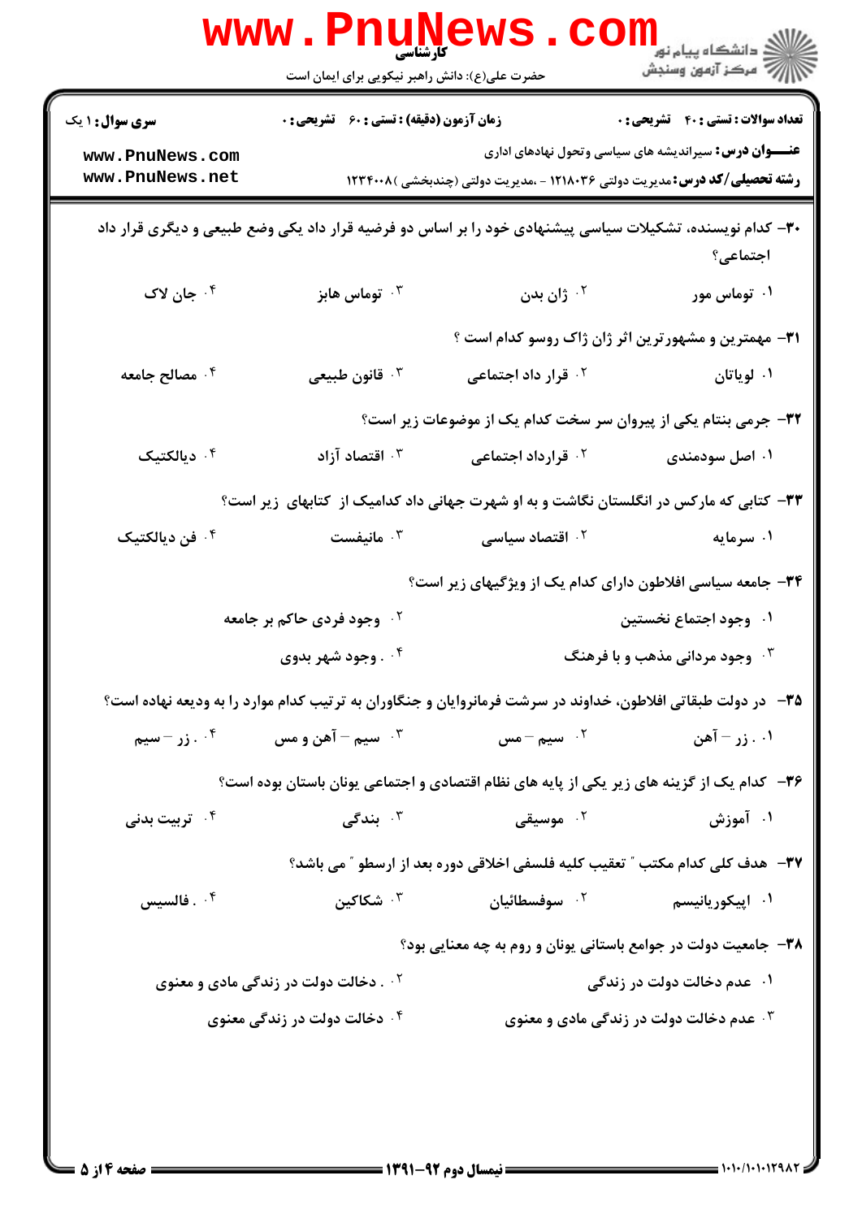**تعداد سوالات : تستی : ۴۰ تشریحی : ۰** | **زمان آزمون (دقیقه) : تستی : ۶۰ تشریحی : ۰** | **سری سوال : ۱ یک**

**عنـــوان درس:** سیراندیشه های سیاسی وتحول نهادهای اداری

**رشته تحصیلی/کد درس:** مدیریت دولتی ۱۲۱۸۰۳۶ - ،مدیریت دولتی (چندبخشی )۱۲۳۴۰۰۸

۳۰- کدام نویسنده، تشکیلات سیاسی پیشنهادی خود را بر اساس دو فرضیه قرار داد یکی وضع طبیعی و دیگری قرار داد اجتماعی؟

۱. توماس مور ۲. ژان بدن ۳. توماس هابز ۴. جان لاک

۳۱- مهمترین و مشهورترین اثر ژان ژاک روسو کدام است ؟

۱. لویاتان ۲. قرار داد اجتماعی ۳. قانون طبیعی ۴. مصالح جامعه

۳۲- جرمی بنتام یکی از پیروان سر سخت کدام یک از موضوعات زیر است؟

۱. اصل سودمندی ۲. قرارداد اجتماعی ۳. اقتصاد آزاد ۴. دیالکتیک

۳۳- کتابی که مارکس در انگلستان نگاشت و به او شهرت جهانی داد کدامیک از کتابهای زیر است؟

۱. سرمایه ۲. اقتصاد سیاسی ۳. مانیفست ۴. فن دیالکتیک

۳۴- جامعه سیاسی افلاطون دارای کدام یک از ویژگیهای زیر است؟

۱. وجود اجتماع نخستین ۲. وجود فردی حاکم بر جامعه ۳. وجود مردانی مذهب و با فرهنگ ۴. . وجود شهر بدوی

۳۵- در دولت طبقاتی افلاطون، خداوند در سرشت فرمانروایان و جنگاوران به ترتیب کدام موارد را به ودیعه نهاده است؟

۱. . زر – آهن ۲. سیم – مس ۳. سیم – آهن و مس ۴. . زر – سیم

۳۶- کدام یک از گزینه های زیر یکی از پایه های نظام اقتصادی و اجتماعی یونان باستان بوده است؟

۱. آموزش ۲. موسیقی ۳. بندگی ۴. تربیت بدنی

۳۷- هدف کلی کدام مکتب " تعقیب کلیه فلسفی اخلاقی دوره بعد از ارسطو " می باشد؟

۱. اپیکوریانیسم ۲. سوفسطائیان ۳. شکاکین ۴. . فالسیس

۳۸- جامعیت دولت در جوامع باستانی یونان و روم به چه معنایی بود؟

۱. عدم دخالت دولت در زندگی ۲. . دخالت دولت در زندگی مادی و معنوی ۳. عدم دخالت دولت در زندگی مادی و معنوی ۴. دخالت دولت در زندگی معنوی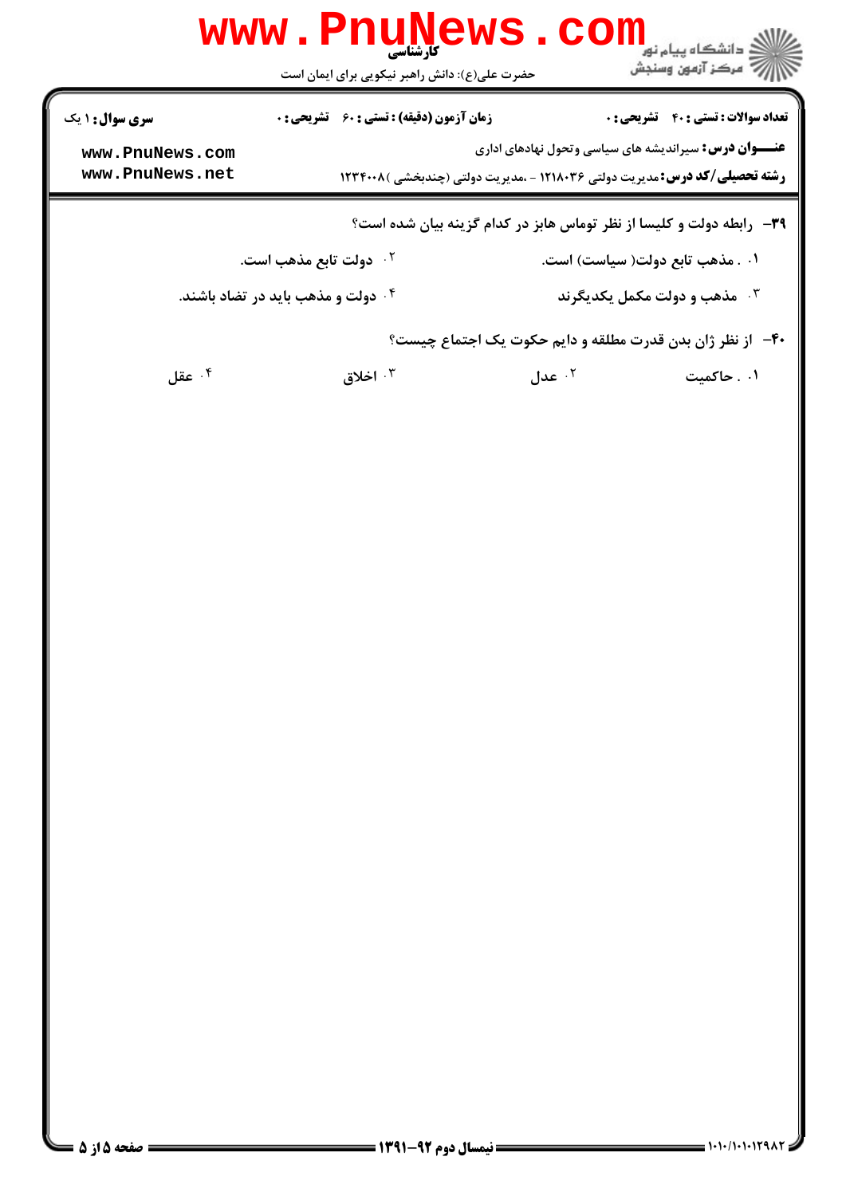**۳۹- رابطه دولت و کلیسا از نظر توماس هابز در کدام گزینه بیان شده است؟**

۱. مذهب تابع دولت( سیاست) است.

۲. دولت تابع مذهب است.

۳. مذهب و دولت مکمل یکدیگرند

۴. دولت و مذهب باید در تضاد باشند.

**۴۰- از نظر ژان بدن قدرت مطلقه و دایم حکوت یک اجتماع چیست؟**

۱. حاکمیت

۲. عدل

۳. اخلاق

۴. عقل